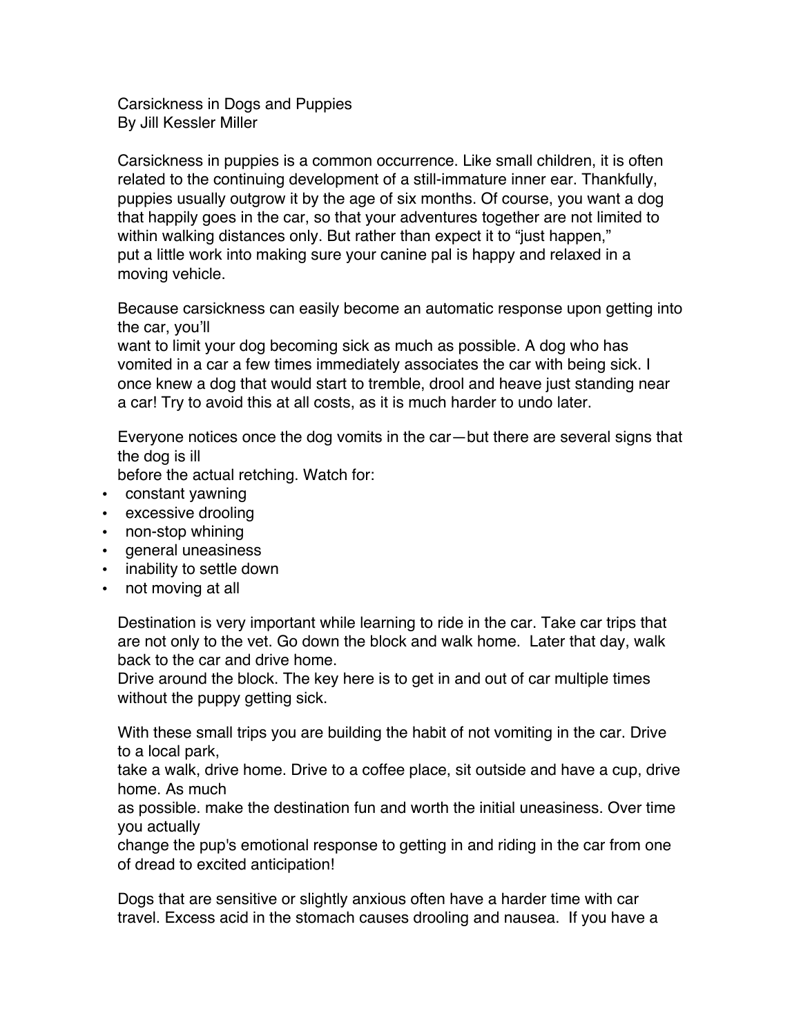# Carsickness in Dogs and Puppies

By Jill Kessler Miller

Carsickness in puppies is a common occurrence. Like small children, it is often related to the continuing development of a still-immature inner ear. Thankfully, puppies usually outgrow it by the age of six months. Of course, you want a dog that happily goes in the car, so that your adventures together are not limited to within walking distances only. But rather than expect it to "just happen," put a little work into making sure your canine pal is happy and relaxed in a moving vehicle.

Because carsickness can easily become an automatic response upon getting into the car, you'll want to limit your dog becoming sick as much as possible. A dog who has vomited in a car a few times immediately associates the car with being sick. I once knew a dog that would start to tremble, drool and heave just standing near a car! Try to avoid this at all costs, as it is much harder to undo later.

Everyone notices once the dog vomits in the car—but there are several signs that the dog is ill before the actual retching. Watch for:

- constant yawning
- excessive drooling
- non-stop whining
- general uneasiness
- inability to settle down
- not moving at all

Destination is very important while learning to ride in the car. Take car trips that are not only to the vet. Go down the block and walk home. Later that day, walk back to the car and drive home.
Drive around the block. The key here is to get in and out of car multiple times without the puppy getting sick.

With these small trips you are building the habit of not vomiting in the car. Drive to a local park, take a walk, drive home. Drive to a coffee place, sit outside and have a cup, drive home. As much as possible. make the destination fun and worth the initial uneasiness. Over time you actually change the pup's emotional response to getting in and riding in the car from one of dread to excited anticipation!

Dogs that are sensitive or slightly anxious often have a harder time with car travel. Excess acid in the stomach causes drooling and nausea. If you have a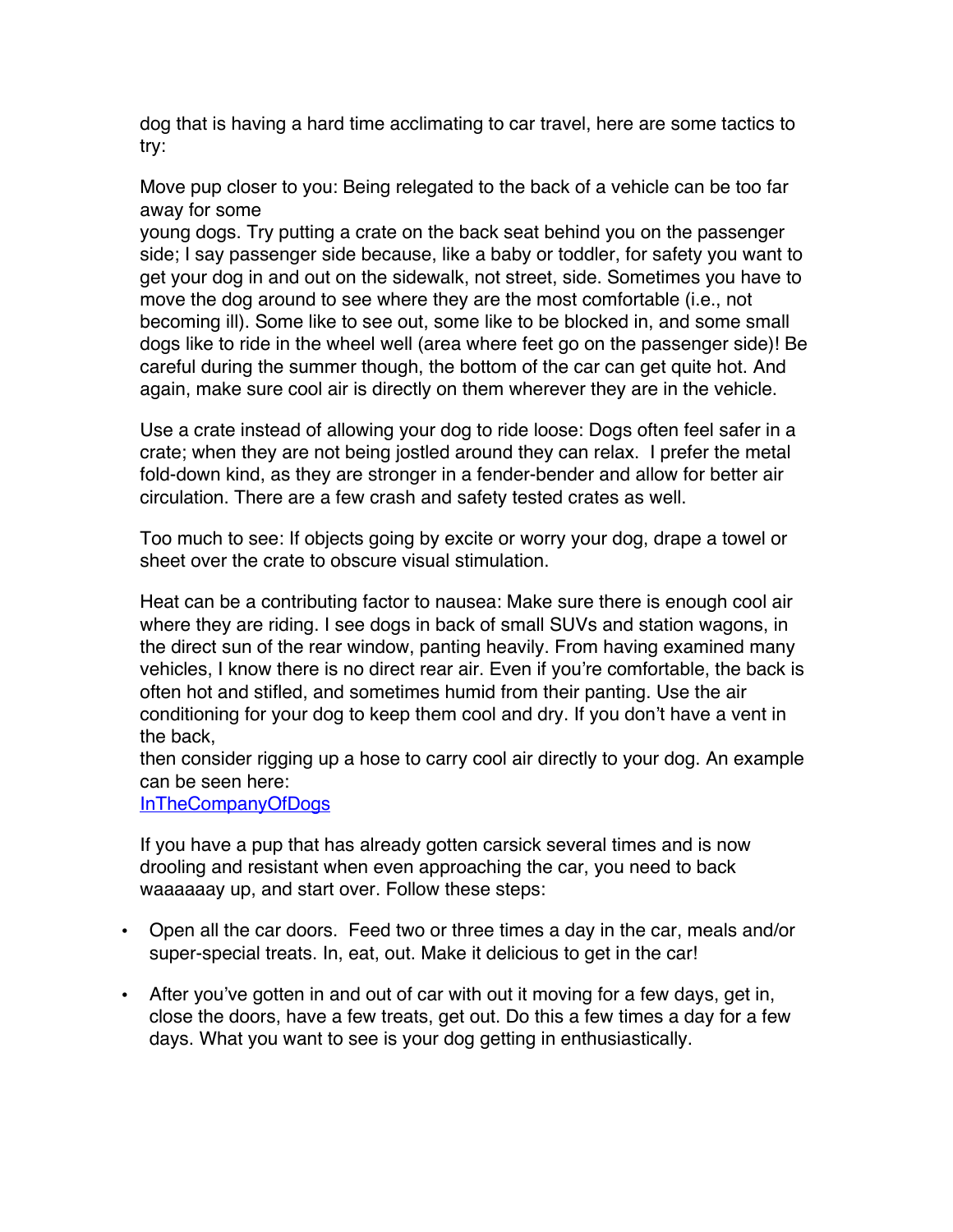dog that is having a hard time acclimating to car travel, here are some tactics to try:

Move pup closer to you: Being relegated to the back of a vehicle can be too far away for some young dogs. Try putting a crate on the back seat behind you on the passenger side; I say passenger side because, like a baby or toddler, for safety you want to get your dog in and out on the sidewalk, not street, side. Sometimes you have to move the dog around to see where they are the most comfortable (i.e., not becoming ill). Some like to see out, some like to be blocked in, and some small dogs like to ride in the wheel well (area where feet go on the passenger side)! Be careful during the summer though, the bottom of the car can get quite hot. And again, make sure cool air is directly on them wherever they are in the vehicle.

Use a crate instead of allowing your dog to ride loose: Dogs often feel safer in a crate; when they are not being jostled around they can relax. I prefer the metal fold-down kind, as they are stronger in a fender-bender and allow for better air circulation. There are a few crash and safety tested crates as well.

Too much to see: If objects going by excite or worry your dog, drape a towel or sheet over the crate to obscure visual stimulation.

Heat can be a contributing factor to nausea: Make sure there is enough cool air where they are riding. I see dogs in back of small SUVs and station wagons, in the direct sun of the rear window, panting heavily. From having examined many vehicles, I know there is no direct rear air. Even if you're comfortable, the back is often hot and stifled, and sometimes humid from their panting. Use the air conditioning for your dog to keep them cool and dry. If you don't have a vent in the back, then consider rigging up a hose to carry cool air directly to your dog. An example can be seen here:
InTheCompanyOfDogs

If you have a pup that has already gotten carsick several times and is now drooling and resistant when even approaching the car, you need to back waaaaaay up, and start over. Follow these steps:

- Open all the car doors. Feed two or three times a day in the car, meals and/or super-special treats. In, eat, out. Make it delicious to get in the car!
- After you've gotten in and out of car with out it moving for a few days, get in, close the doors, have a few treats, get out. Do this a few times a day for a few days. What you want to see is your dog getting in enthusiastically.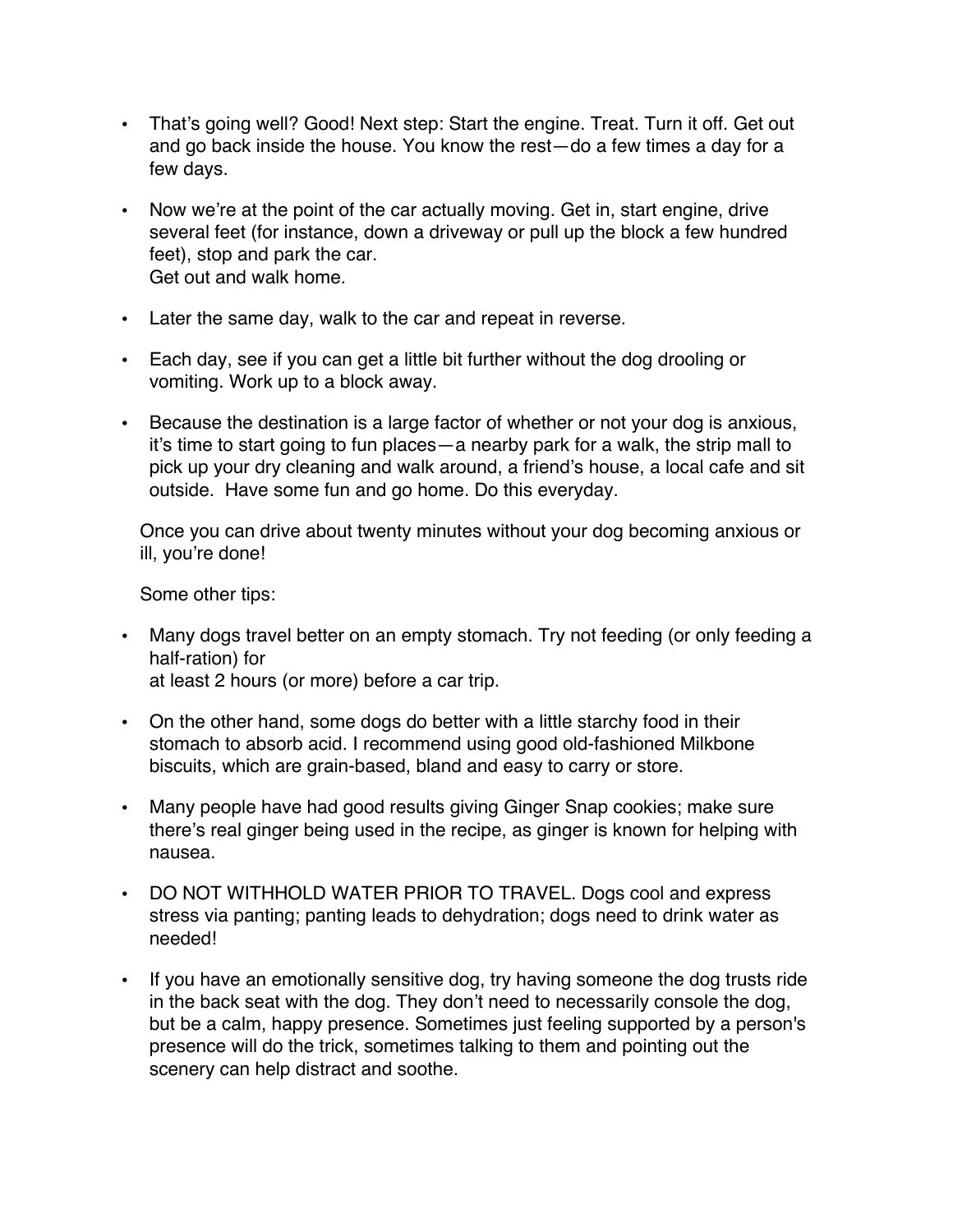- That's going well? Good! Next step: Start the engine. Treat. Turn it off. Get out and go back inside the house. You know the rest—do a few times a day for a few days.

- Now we're at the point of the car actually moving. Get in, start engine, drive several feet (for instance, down a driveway or pull up the block a few hundred feet), stop and park the car.
  Get out and walk home.

- Later the same day, walk to the car and repeat in reverse.

- Each day, see if you can get a little bit further without the dog drooling or vomiting. Work up to a block away.

- Because the destination is a large factor of whether or not your dog is anxious, it's time to start going to fun places—a nearby park for a walk, the strip mall to pick up your dry cleaning and walk around, a friend's house, a local cafe and sit outside. Have some fun and go home. Do this everyday.

Once you can drive about twenty minutes without your dog becoming anxious or ill, you're done!

Some other tips:

- Many dogs travel better on an empty stomach. Try not feeding (or only feeding a half-ration) for
  at least 2 hours (or more) before a car trip.

- On the other hand, some dogs do better with a little starchy food in their stomach to absorb acid. I recommend using good old-fashioned Milkbone biscuits, which are grain-based, bland and easy to carry or store.

- Many people have had good results giving Ginger Snap cookies; make sure there's real ginger being used in the recipe, as ginger is known for helping with nausea.

- DO NOT WITHHOLD WATER PRIOR TO TRAVEL. Dogs cool and express stress via panting; panting leads to dehydration; dogs need to drink water as needed!

- If you have an emotionally sensitive dog, try having someone the dog trusts ride in the back seat with the dog. They don't need to necessarily console the dog, but be a calm, happy presence. Sometimes just feeling supported by a person's presence will do the trick, sometimes talking to them and pointing out the scenery can help distract and soothe.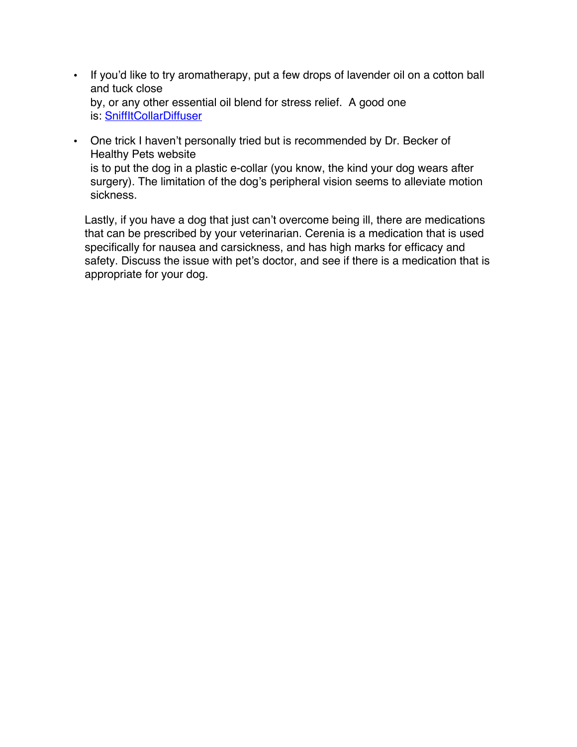- If you'd like to try aromatherapy, put a few drops of lavender oil on a cotton ball and tuck close by, or any other essential oil blend for stress relief.  A good one is: SniffItCollarDiffuser

- One trick I haven't personally tried but is recommended by Dr. Becker of Healthy Pets website is to put the dog in a plastic e-collar (you know, the kind your dog wears after surgery). The limitation of the dog's peripheral vision seems to alleviate motion sickness.

Lastly, if you have a dog that just can't overcome being ill, there are medications that can be prescribed by your veterinarian. Cerenia is a medication that is used specifically for nausea and carsickness, and has high marks for efficacy and safety. Discuss the issue with pet's doctor, and see if there is a medication that is appropriate for your dog.